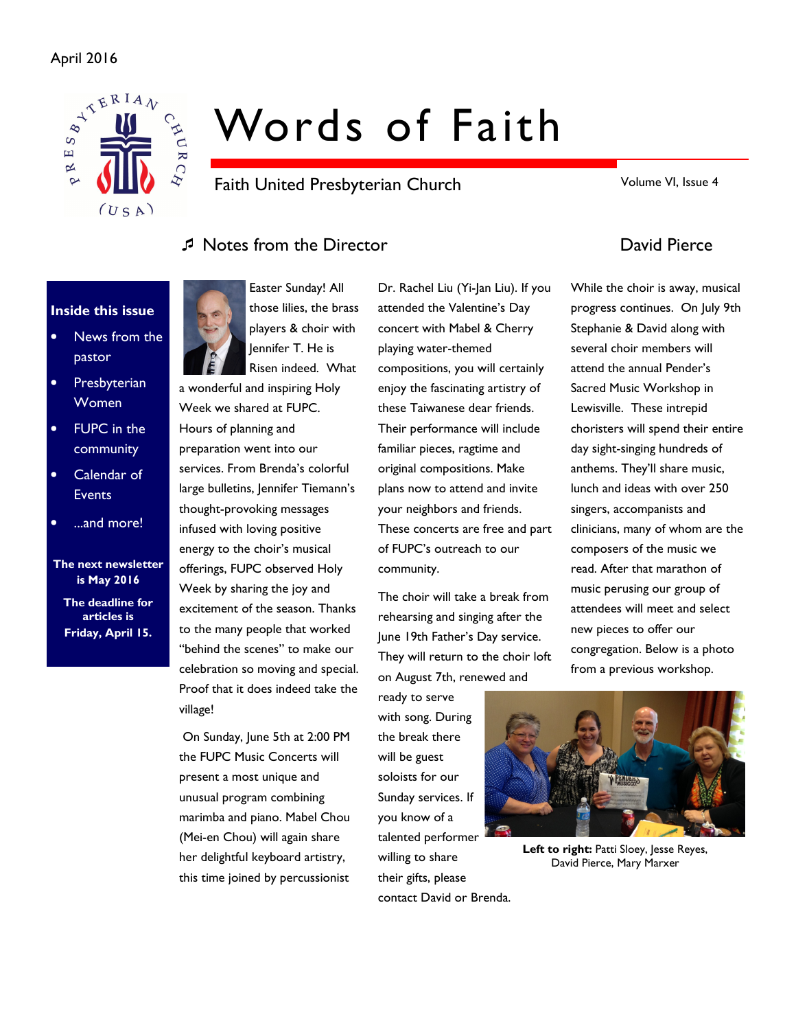April 2016

# Words of Faith

Faith United Presbyterian Church

Volume VI, Issue 4

**Inside this issue**

- News from the pastor
- Presbyterian Women
- FUPC in the community
- Calendar of Events
- ...and more!

**The next newsletter is May 2016**

**The deadline for articles is Friday, April 15.**

## ♬ Notes from the Director — David Pierce

Easter Sunday! All those lilies, the brass players & choir with Jennifer T. He is Risen indeed. What a wonderful and inspiring Holy Week we shared at FUPC. Hours of planning and preparation went into our services. From Brenda's colorful large bulletins, Jennifer Tiemann's thought-provoking messages infused with loving positive energy to the choir's musical offerings, FUPC observed Holy Week by sharing the joy and excitement of the season. Thanks to the many people that worked "behind the scenes" to make our celebration so moving and special. Proof that it does indeed take the village!

On Sunday, June 5th at 2:00 PM the FUPC Music Concerts will present a most unique and unusual program combining marimba and piano. Mabel Chou (Mei-en Chou) will again share her delightful keyboard artistry, this time joined by percussionist Dr. Rachel Liu (Yi-Jan Liu). If you attended the Valentine's Day concert with Mabel & Cherry playing water-themed compositions, you will certainly enjoy the fascinating artistry of these Taiwanese dear friends. Their performance will include familiar pieces, ragtime and original compositions. Make plans now to attend and invite your neighbors and friends. These concerts are free and part of FUPC's outreach to our community.

The choir will take a break from rehearsing and singing after the June 19th Father's Day service. They will return to the choir loft on August 7th, renewed and ready to serve with song. During the break there will be guest soloists for our Sunday services. If you know of a talented performer willing to share their gifts, please contact David or Brenda.

While the choir is away, musical progress continues. On July 9th Stephanie & David along with several choir members will attend the annual Pender's Sacred Music Workshop in Lewisville. These intrepid choristers will spend their entire day sight-singing hundreds of anthems. They'll share music, lunch and ideas with over 250 singers, accompanists and clinicians, many of whom are the composers of the music we read. After that marathon of music perusing our group of attendees will meet and select new pieces to offer our congregation. Below is a photo from a previous workshop.

**Left to right:** Patti Sloey, Jesse Reyes, David Pierce, Mary Marxer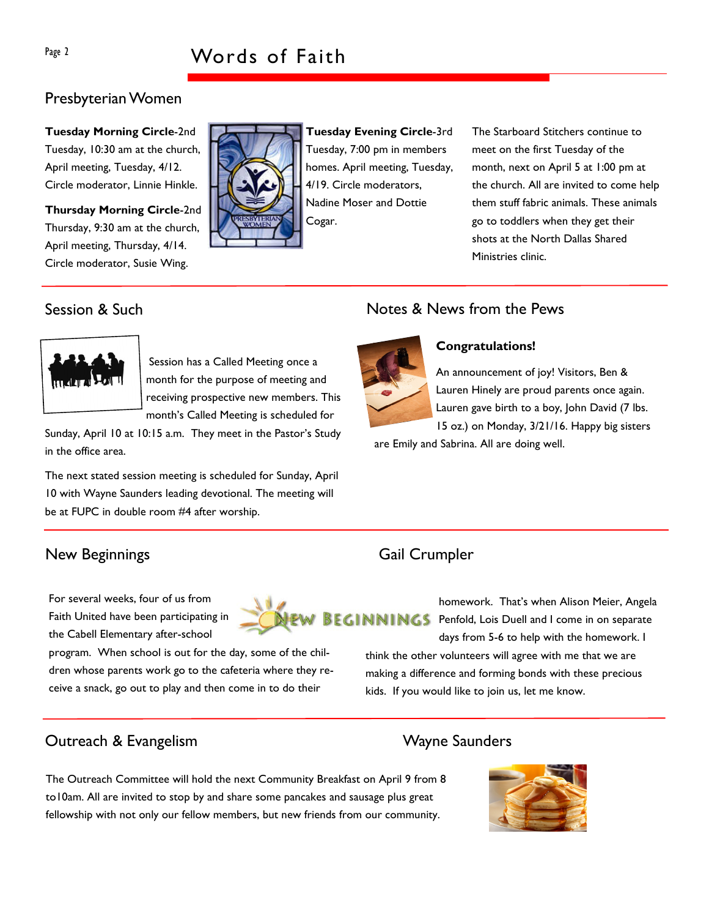## Presbyterian Women

**Tuesday Morning Circle**-2nd Tuesday, 10:30 am at the church, April meeting, Tuesday, 4/12. Circle moderator, Linnie Hinkle.

**Thursday Morning Circle**-2nd Thursday, 9:30 am at the church, April meeting, Thursday, 4/14. Circle moderator, Susie Wing.

**Tuesday Evening Circle**-3rd Tuesday, 7:00 pm in members homes. April meeting, Tuesday, 4/19. Circle moderators, Nadine Moser and Dottie Cogar.

The Starboard Stitchers continue to meet on the first Tuesday of the month, next on April 5 at 1:00 pm at the church. All are invited to come help them stuff fabric animals. These animals go to toddlers when they get their shots at the North Dallas Shared Ministries clinic.

## Session & Such

Session has a Called Meeting once a month for the purpose of meeting and receiving prospective new members. This month's Called Meeting is scheduled for Sunday, April 10 at 10:15 a.m. They meet in the Pastor's Study in the office area.

The next stated session meeting is scheduled for Sunday, April 10 with Wayne Saunders leading devotional. The meeting will be at FUPC in double room #4 after worship.

## Notes & News from the Pews

**Congratulations!**

An announcement of joy! Visitors, Ben & Lauren Hinely are proud parents once again. Lauren gave birth to a boy, John David (7 lbs. 15 oz.) on Monday, 3/21/16. Happy big sisters are Emily and Sabrina. All are doing well.

## New Beginnings

### Gail Crumpler

For several weeks, four of us from Faith United have been participating in the Cabell Elementary after-school program. When school is out for the day, some of the children whose parents work go to the cafeteria where they receive a snack, go out to play and then come in to do their homework. That's when Alison Meier, Angela Penfold, Lois Duell and I come in on separate days from 5-6 to help with the homework. I think the other volunteers will agree with me that we are making a difference and forming bonds with these precious kids. If you would like to join us, let me know.

## Outreach & Evangelism

### Wayne Saunders

The Outreach Committee will hold the next Community Breakfast on April 9 from 8 to10am. All are invited to stop by and share some pancakes and sausage plus great fellowship with not only our fellow members, but new friends from our community.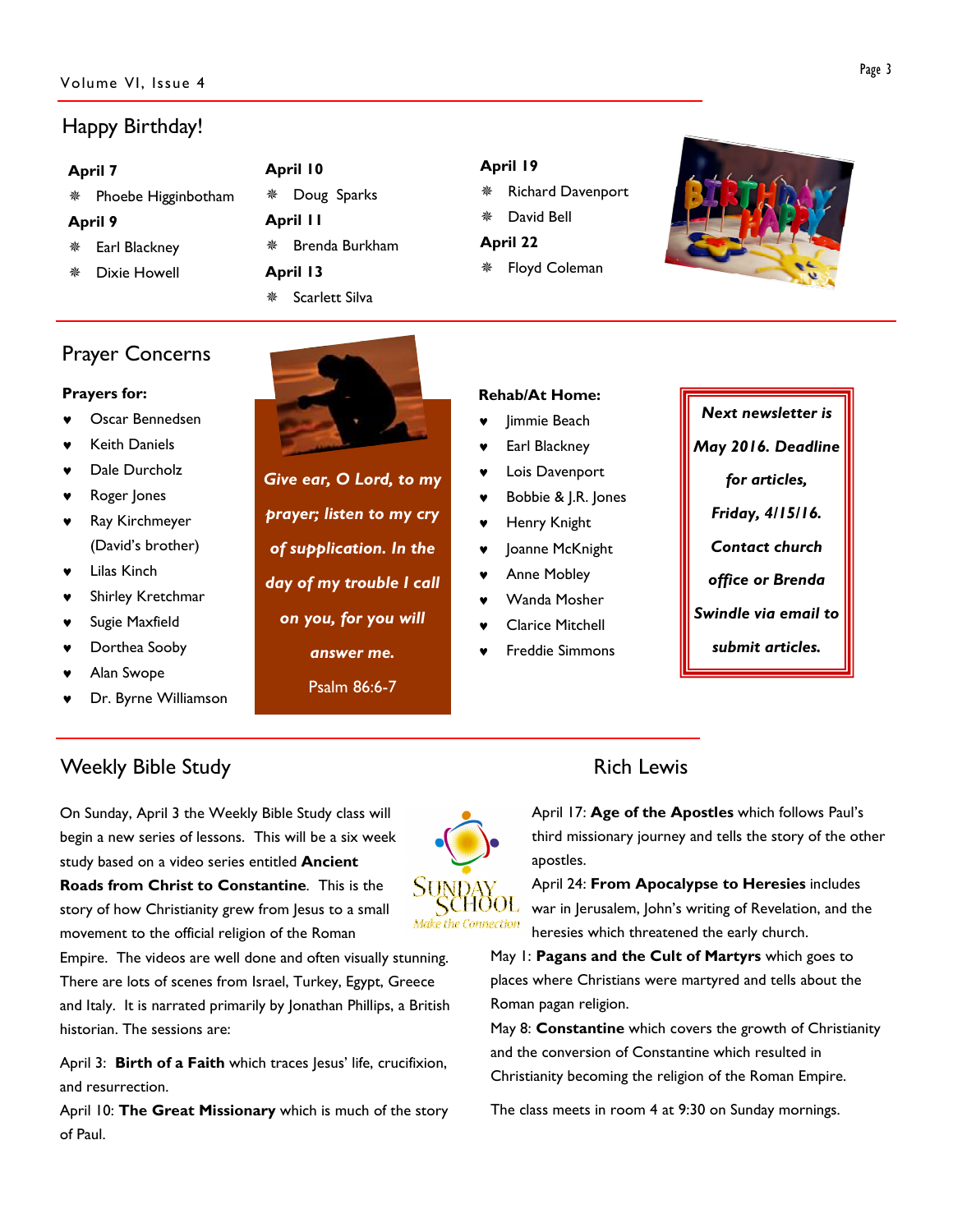## Happy Birthday!

**April 7**

- Phoebe Higginbotham

**April 9**

- Earl Blackney
- Dixie Howell

**April 10**

- Doug Sparks

**April 11**

- Brenda Burkham

**April 13**

- Scarlett Silva

**April 19**

- Richard Davenport
- David Bell

**April 22**

- Floyd Coleman

## Prayer Concerns

**Prayers for:**

- Oscar Bennedsen
- Keith Daniels
- Dale Durcholz
- Roger Jones
- Ray Kirchmeyer (David's brother)
- Lilas Kinch
- Shirley Kretchmar
- Sugie Maxfield
- Dorthea Sooby
- Alan Swope
- Dr. Byrne Williamson

***Give ear, O Lord, to my prayer; listen to my cry of supplication. In the day of my trouble I call on you, for you will answer me.***

Psalm 86:6-7

**Rehab/At Home:**

- Jimmie Beach
- Earl Blackney
- Lois Davenport
- Bobbie & J.R. Jones
- Henry Knight
- Joanne McKnight
- Anne Mobley
- Wanda Mosher
- Clarice Mitchell
- Freddie Simmons

***Next newsletter is May 2016. Deadline for articles, Friday, 4/15/16. Contact church office or Brenda Swindle via email to submit articles.***

## Weekly Bible Study

### Rich Lewis

On Sunday, April 3 the Weekly Bible Study class will begin a new series of lessons. This will be a six week study based on a video series entitled **Ancient Roads from Christ to Constantine**. This is the story of how Christianity grew from Jesus to a small movement to the official religion of the Roman Empire. The videos are well done and often visually stunning. There are lots of scenes from Israel, Turkey, Egypt, Greece and Italy. It is narrated primarily by Jonathan Phillips, a British historian. The sessions are:

April 3: **Birth of a Faith** which traces Jesus' life, crucifixion, and resurrection.

April 10: **The Great Missionary** which is much of the story of Paul.

April 17: **Age of the Apostles** which follows Paul's third missionary journey and tells the story of the other apostles.

April 24: **From Apocalypse to Heresies** includes war in Jerusalem, John's writing of Revelation, and the heresies which threatened the early church.

May 1: **Pagans and the Cult of Martyrs** which goes to places where Christians were martyred and tells about the Roman pagan religion.

May 8: **Constantine** which covers the growth of Christianity and the conversion of Constantine which resulted in Christianity becoming the religion of the Roman Empire.

The class meets in room 4 at 9:30 on Sunday mornings.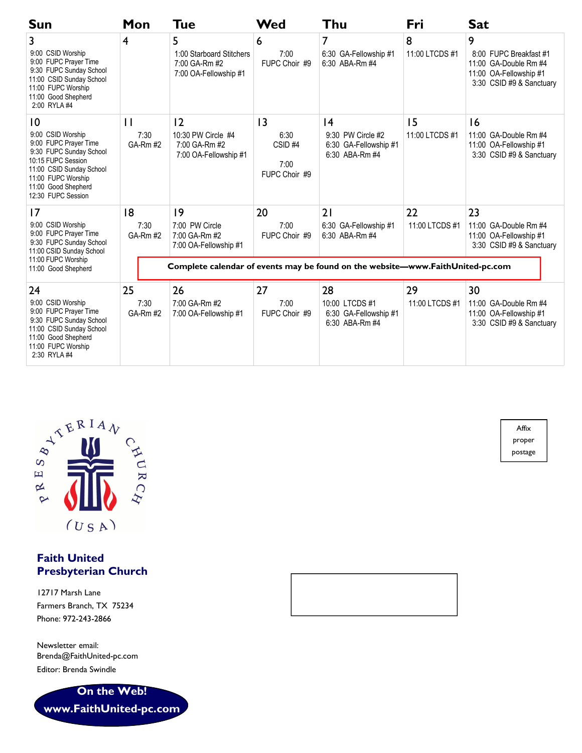| Sun | Mon | Tue | Wed | Thu | Fri | Sat |
|---|---|---|---|---|---|---|
| 3<br>9:00 CSID Worship<br>9:00 FUPC Prayer Time<br>9:30 FUPC Sunday School<br>11:00 CSID Sunday School<br>11:00 FUPC Worship<br>11:00 Good Shepherd<br>2:00 RYLA #4 | 4 | 5<br>1:00 Starboard Stitchers<br>7:00 GA-Rm #2<br>7:00 OA-Fellowship #1 | 6<br>7:00<br>FUPC Choir #9 | 7<br>6:30 GA-Fellowship #1<br>6:30 ABA-Rm #4 | 8<br>11:00 LTCDS #1 | 9<br>8:00 FUPC Breakfast #1<br>11:00 GA-Double Rm #4<br>11:00 OA-Fellowship #1<br>3:30 CSID #9 & Sanctuary |
| 10<br>9:00 CSID Worship<br>9:00 FUPC Prayer Time<br>9:30 FUPC Sunday School<br>10:15 FUPC Session<br>11:00 CSID Sunday School<br>11:00 FUPC Worship<br>11:00 Good Shepherd<br>12:30 FUPC Session | 11<br>7:30<br>GA-Rm #2 | 12<br>10:30 PW Circle #4<br>7:00 GA-Rm #2<br>7:00 OA-Fellowship #1 | 13<br>6:30<br>CSID #4<br>7:00<br>FUPC Choir #9 | 14<br>9:30 PW Circle #2<br>6:30 GA-Fellowship #1<br>6:30 ABA-Rm #4 | 15<br>11:00 LTCDS #1 | 16<br>11:00 GA-Double Rm #4<br>11:00 OA-Fellowship #1<br>3:30 CSID #9 & Sanctuary |
| 17<br>9:00 CSID Worship<br>9:00 FUPC Prayer Time<br>9:30 FUPC Sunday School<br>11:00 CSID Sunday School<br>11:00 FUPC Worship<br>11:00 Good Shepherd | 18<br>7:30<br>GA-Rm #2 | 19<br>7:00 PW Circle<br>7:00 GA-Rm #2<br>7:00 OA-Fellowship #1 | 20<br>7:00<br>FUPC Choir #9 | 21<br>6:30 GA-Fellowship #1<br>6:30 ABA-Rm #4 | 22<br>11:00 LTCDS #1 | 23<br>11:00 GA-Double Rm #4<br>11:00 OA-Fellowship #1<br>3:30 CSID #9 & Sanctuary |
| 24<br>9:00 CSID Worship<br>9:00 FUPC Prayer Time<br>9:30 FUPC Sunday School<br>11:00 CSID Sunday School<br>11:00 Good Shepherd<br>11:00 FUPC Worship<br>2:30 RYLA #4 | 25<br>7:30<br>GA-Rm #2 | 26<br>7:00 GA-Rm #2<br>7:00 OA-Fellowship #1 | 27<br>7:00<br>FUPC Choir #9 | 28<br>10:00 LTCDS #1<br>6:30 GA-Fellowship #1<br>6:30 ABA-Rm #4 | 29<br>11:00 LTCDS #1 | 30<br>11:00 GA-Double Rm #4<br>11:00 OA-Fellowship #1<br>3:30 CSID #9 & Sanctuary |

**Complete calendar of events may be found on the website—www.FaithUnited-pc.com**

PRESBYTERIAN CHURCH (USA)

Affix proper postage

**Faith United Presbyterian Church**

12717 Marsh Lane
Farmers Branch, TX 75234
Phone: 972-243-2866

Newsletter email:
Brenda@FaithUnited-pc.com
Editor: Brenda Swindle

**On the Web!**
**www.FaithUnited-pc.com**